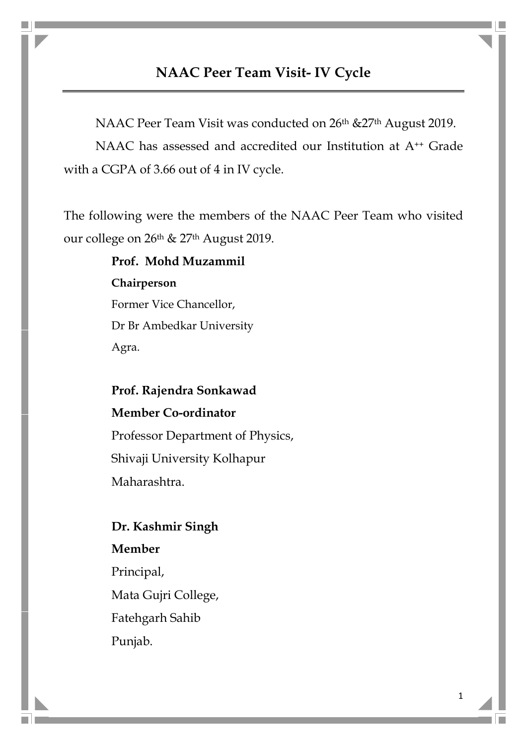# NAAC Peer Team Visit- IV Cycle

NAAC Peer Team Visit was conducted on 26th &27th August 2019.

NAAC has assessed and accredited our Institution at A++ Grade with a CGPA of 3.66 out of 4 in IV cycle.

The following were the members of the NAAC Peer Team who visited our college on 26th & 27th August 2019.

**Prof. Mohd Muzammil**  
**Chairperson**  
Former Vice Chancellor,  
Dr Br Ambedkar University  
Agra.

**Prof. Rajendra Sonkawad**  
**Member Co-ordinator**  
Professor Department of Physics,  
Shivaji University Kolhapur  
Maharashtra.

**Dr. Kashmir Singh**  
**Member**  
Principal,  
Mata Gujri College,  
Fatehgarh Sahib  
Punjab.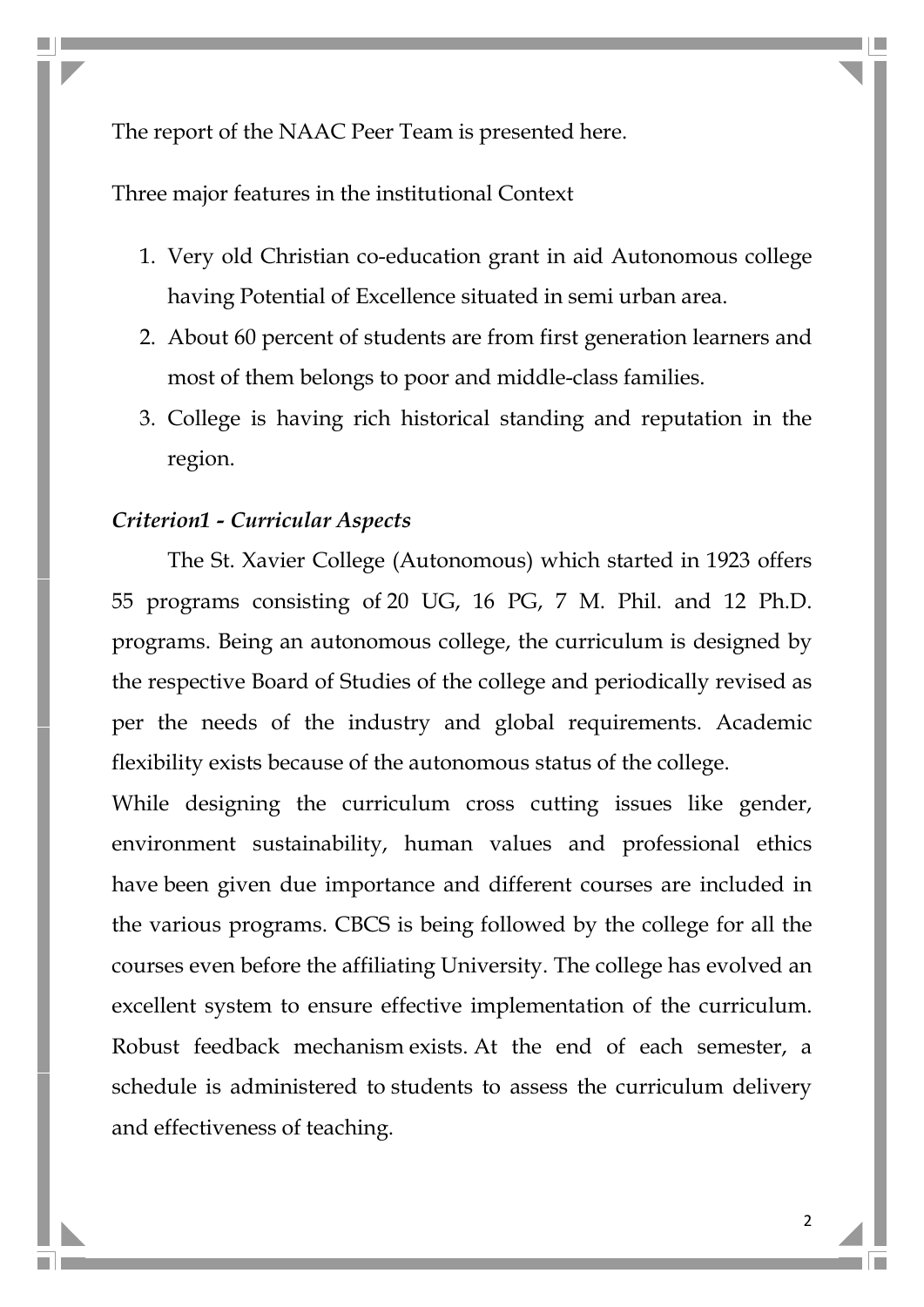The report of the NAAC Peer Team is presented here.

Three major features in the institutional Context

1. Very old Christian co-education grant in aid Autonomous college having Potential of Excellence situated in semi urban area.
2. About 60 percent of students are from first generation learners and most of them belongs to poor and middle-class families.
3. College is having rich historical standing and reputation in the region.

***Criterion1 - Curricular Aspects***

The St. Xavier College (Autonomous) which started in 1923 offers 55 programs consisting of 20 UG, 16 PG, 7 M. Phil. and 12 Ph.D. programs. Being an autonomous college, the curriculum is designed by the respective Board of Studies of the college and periodically revised as per the needs of the industry and global requirements. Academic flexibility exists because of the autonomous status of the college.

While designing the curriculum cross cutting issues like gender, environment sustainability, human values and professional ethics have been given due importance and different courses are included in the various programs. CBCS is being followed by the college for all the courses even before the affiliating University. The college has evolved an excellent system to ensure effective implementation of the curriculum. Robust feedback mechanism exists. At the end of each semester, a schedule is administered to students to assess the curriculum delivery and effectiveness of teaching.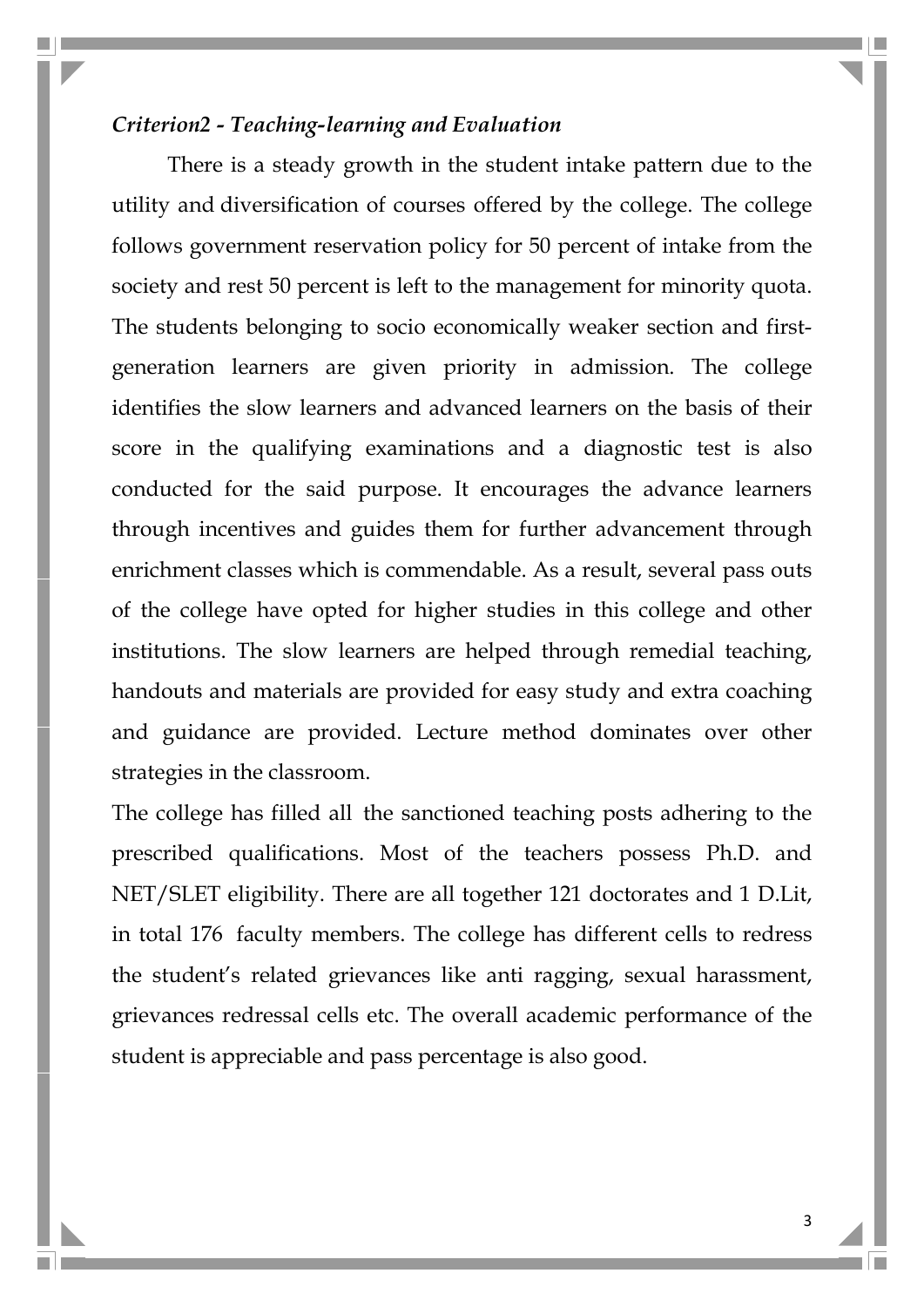*Criterion2 - Teaching-learning and Evaluation*

There is a steady growth in the student intake pattern due to the utility and diversification of courses offered by the college. The college follows government reservation policy for 50 percent of intake from the society and rest 50 percent is left to the management for minority quota. The students belonging to socio economically weaker section and first-generation learners are given priority in admission. The college identifies the slow learners and advanced learners on the basis of their score in the qualifying examinations and a diagnostic test is also conducted for the said purpose. It encourages the advance learners through incentives and guides them for further advancement through enrichment classes which is commendable. As a result, several pass outs of the college have opted for higher studies in this college and other institutions. The slow learners are helped through remedial teaching, handouts and materials are provided for easy study and extra coaching and guidance are provided. Lecture method dominates over other strategies in the classroom.

The college has filled all the sanctioned teaching posts adhering to the prescribed qualifications. Most of the teachers possess Ph.D. and NET/SLET eligibility. There are all together 121 doctorates and 1 D.Lit, in total 176 faculty members. The college has different cells to redress the student's related grievances like anti ragging, sexual harassment, grievances redressal cells etc. The overall academic performance of the student is appreciable and pass percentage is also good.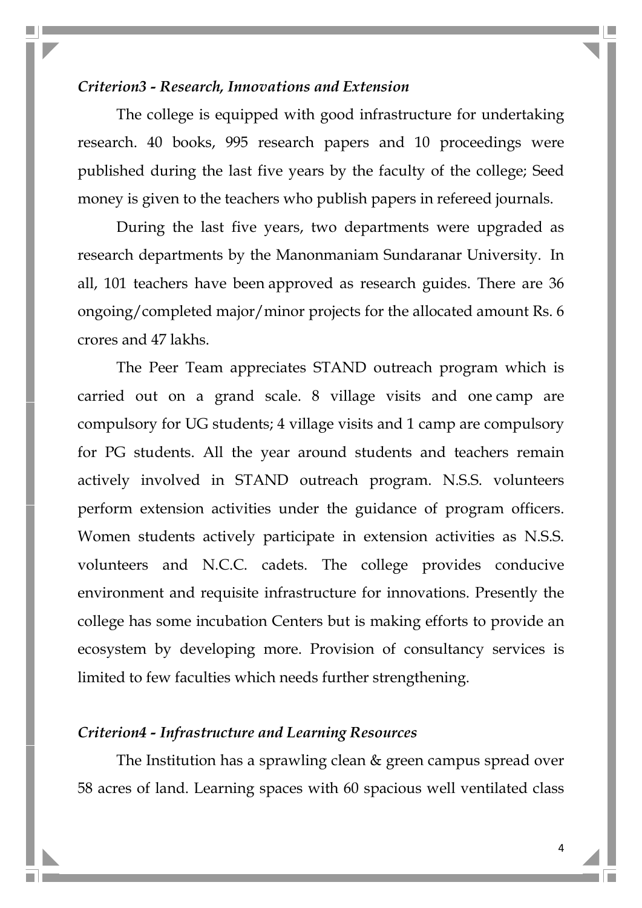*Criterion3 - Research, Innovations and Extension*

The college is equipped with good infrastructure for undertaking research. 40 books, 995 research papers and 10 proceedings were published during the last five years by the faculty of the college; Seed money is given to the teachers who publish papers in refereed journals.

During the last five years, two departments were upgraded as research departments by the Manonmaniam Sundaranar University. In all, 101 teachers have been approved as research guides. There are 36 ongoing/completed major/minor projects for the allocated amount Rs. 6 crores and 47 lakhs.

The Peer Team appreciates STAND outreach program which is carried out on a grand scale. 8 village visits and one camp are compulsory for UG students; 4 village visits and 1 camp are compulsory for PG students. All the year around students and teachers remain actively involved in STAND outreach program. N.S.S. volunteers perform extension activities under the guidance of program officers. Women students actively participate in extension activities as N.S.S. volunteers and N.C.C. cadets. The college provides conducive environment and requisite infrastructure for innovations. Presently the college has some incubation Centers but is making efforts to provide an ecosystem by developing more. Provision of consultancy services is limited to few faculties which needs further strengthening.

*Criterion4 - Infrastructure and Learning Resources*

The Institution has a sprawling clean & green campus spread over 58 acres of land. Learning spaces with 60 spacious well ventilated class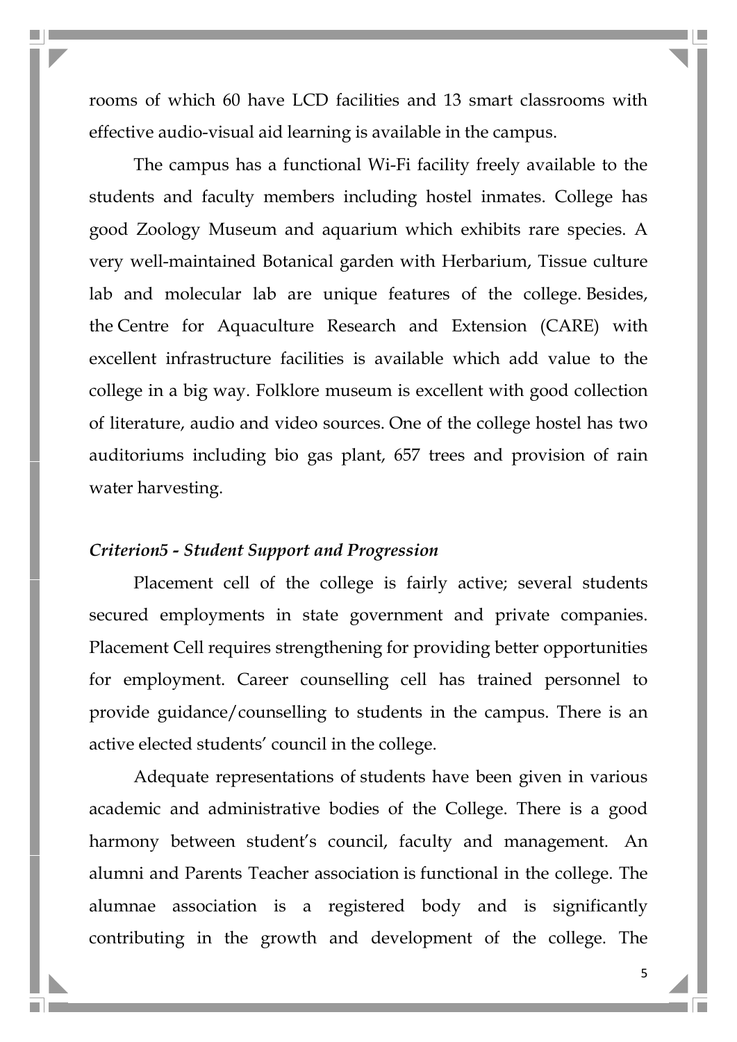rooms of which 60 have LCD facilities and 13 smart classrooms with effective audio-visual aid learning is available in the campus.

The campus has a functional Wi-Fi facility freely available to the students and faculty members including hostel inmates. College has good Zoology Museum and aquarium which exhibits rare species. A very well-maintained Botanical garden with Herbarium, Tissue culture lab and molecular lab are unique features of the college. Besides, the Centre for Aquaculture Research and Extension (CARE) with excellent infrastructure facilities is available which add value to the college in a big way. Folklore museum is excellent with good collection of literature, audio and video sources. One of the college hostel has two auditoriums including bio gas plant, 657 trees and provision of rain water harvesting.

***Criterion5 - Student Support and Progression***

Placement cell of the college is fairly active; several students secured employments in state government and private companies. Placement Cell requires strengthening for providing better opportunities for employment. Career counselling cell has trained personnel to provide guidance/counselling to students in the campus. There is an active elected students' council in the college.

Adequate representations of students have been given in various academic and administrative bodies of the College. There is a good harmony between student's council, faculty and management. An alumni and Parents Teacher association is functional in the college. The alumnae association is a registered body and is significantly contributing in the growth and development of the college. The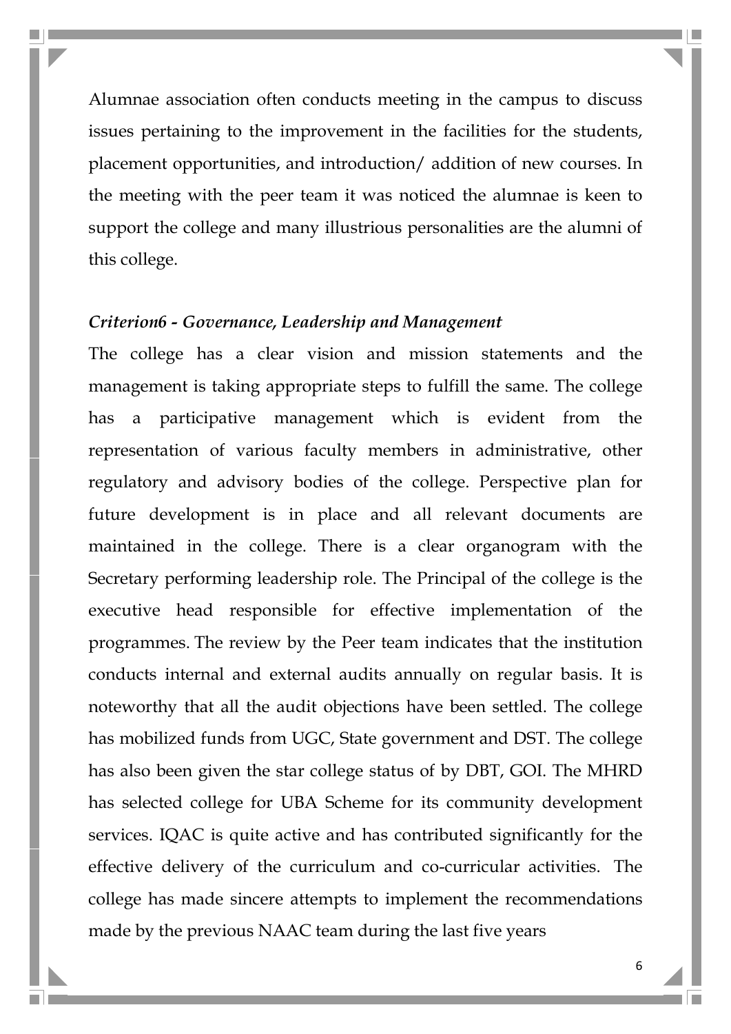Alumnae association often conducts meeting in the campus to discuss issues pertaining to the improvement in the facilities for the students, placement opportunities, and introduction/ addition of new courses. In the meeting with the peer team it was noticed the alumnae is keen to support the college and many illustrious personalities are the alumni of this college.

***Criterion6 - Governance, Leadership and Management***

The college has a clear vision and mission statements and the management is taking appropriate steps to fulfill the same. The college has a participative management which is evident from the representation of various faculty members in administrative, other regulatory and advisory bodies of the college. Perspective plan for future development is in place and all relevant documents are maintained in the college. There is a clear organogram with the Secretary performing leadership role. The Principal of the college is the executive head responsible for effective implementation of the programmes. The review by the Peer team indicates that the institution conducts internal and external audits annually on regular basis. It is noteworthy that all the audit objections have been settled. The college has mobilized funds from UGC, State government and DST. The college has also been given the star college status of by DBT, GOI. The MHRD has selected college for UBA Scheme for its community development services. IQAC is quite active and has contributed significantly for the effective delivery of the curriculum and co-curricular activities. The college has made sincere attempts to implement the recommendations made by the previous NAAC team during the last five years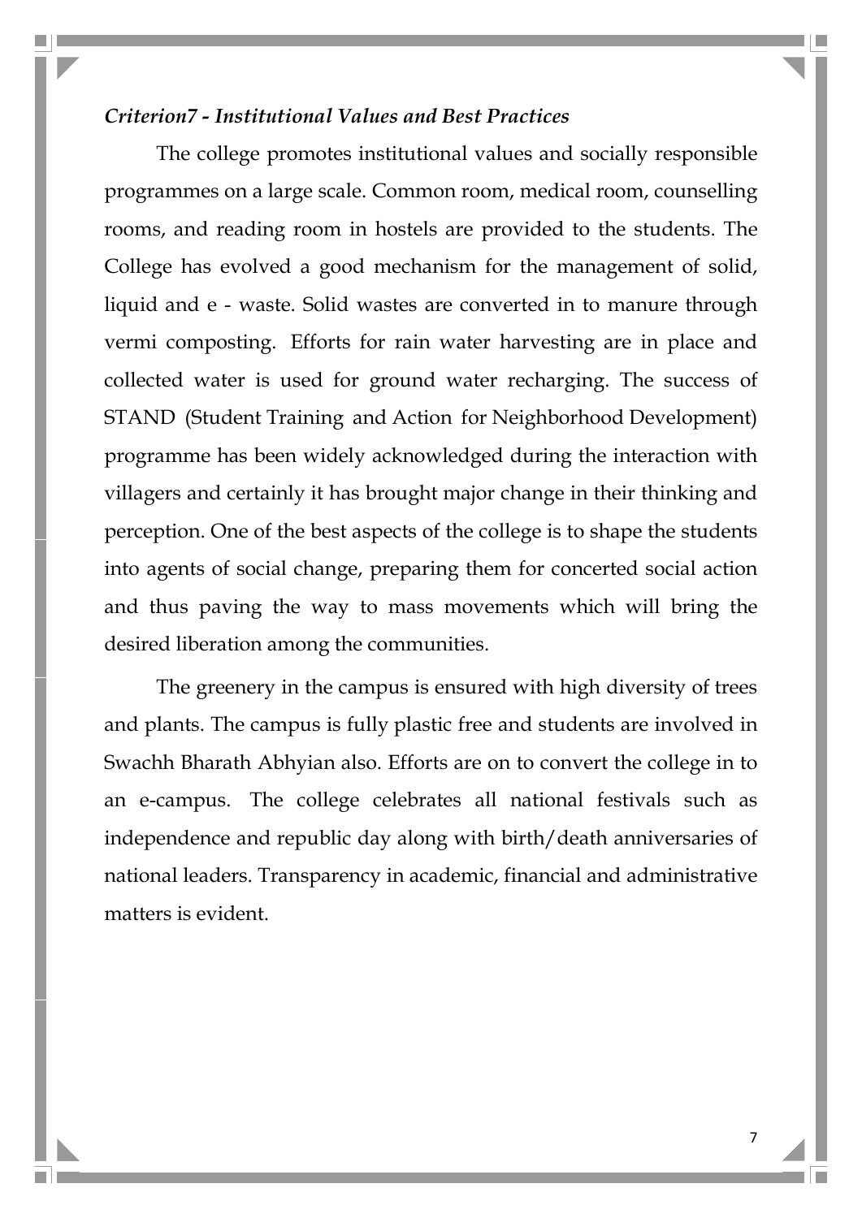*Criterion7 - Institutional Values and Best Practices*

The college promotes institutional values and socially responsible programmes on a large scale. Common room, medical room, counselling rooms, and reading room in hostels are provided to the students. The College has evolved a good mechanism for the management of solid, liquid and e - waste. Solid wastes are converted in to manure through vermi composting. Efforts for rain water harvesting are in place and collected water is used for ground water recharging. The success of STAND (Student Training and Action for Neighborhood Development) programme has been widely acknowledged during the interaction with villagers and certainly it has brought major change in their thinking and perception. One of the best aspects of the college is to shape the students into agents of social change, preparing them for concerted social action and thus paving the way to mass movements which will bring the desired liberation among the communities.

The greenery in the campus is ensured with high diversity of trees and plants. The campus is fully plastic free and students are involved in Swachh Bharath Abhyian also. Efforts are on to convert the college in to an e-campus. The college celebrates all national festivals such as independence and republic day along with birth/death anniversaries of national leaders. Transparency in academic, financial and administrative matters is evident.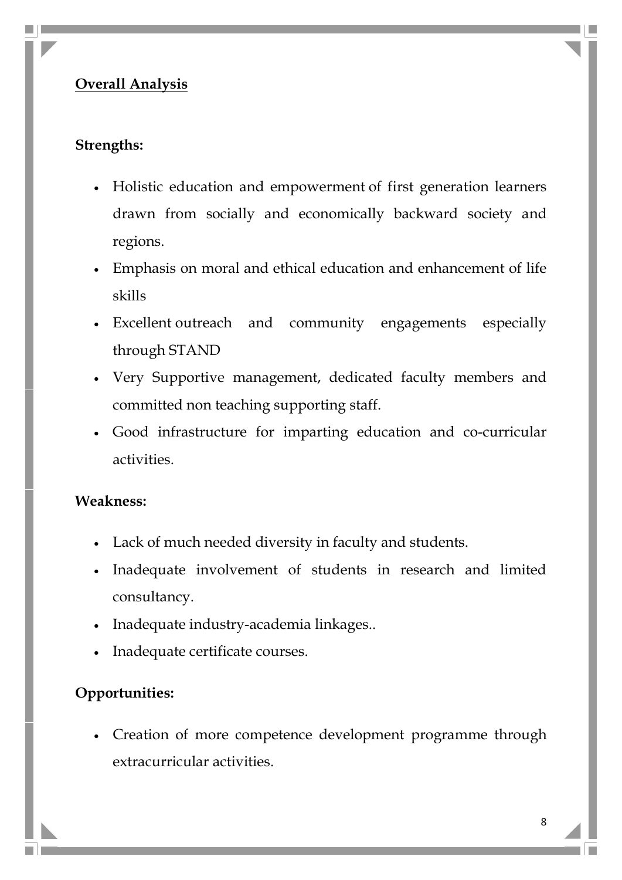## Overall Analysis

**Strengths:**

- Holistic education and empowerment of first generation learners drawn from socially and economically backward society and regions.
- Emphasis on moral and ethical education and enhancement of life skills
- Excellent outreach and community engagements especially through STAND
- Very Supportive management, dedicated faculty members and committed non teaching supporting staff.
- Good infrastructure for imparting education and co-curricular activities.

**Weakness:**

- Lack of much needed diversity in faculty and students.
- Inadequate involvement of students in research and limited consultancy.
- Inadequate industry-academia linkages..
- Inadequate certificate courses.

**Opportunities:**

- Creation of more competence development programme through extracurricular activities.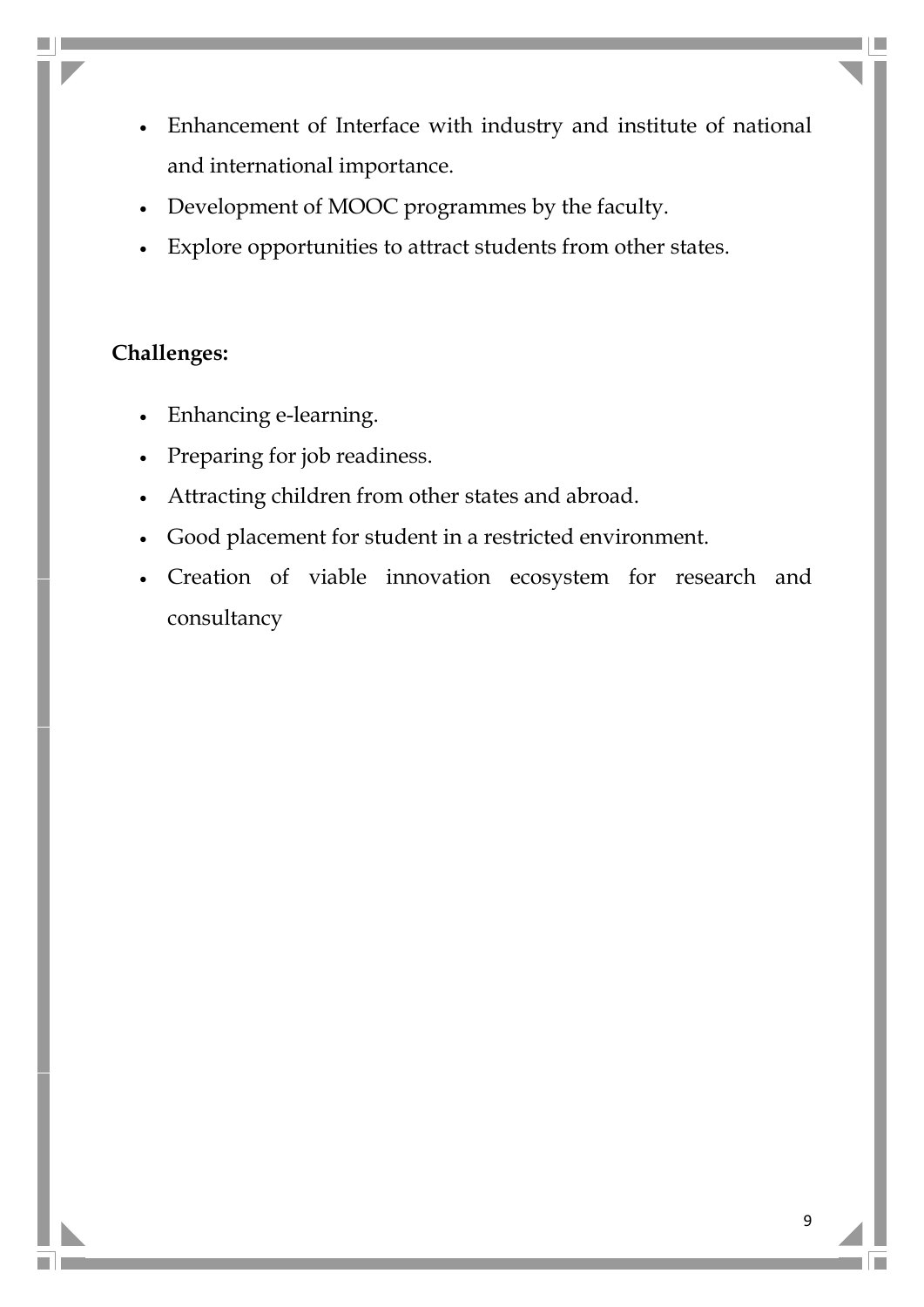- Enhancement of Interface with industry and institute of national and international importance.
- Development of MOOC programmes by the faculty.
- Explore opportunities to attract students from other states.

**Challenges:**

- Enhancing e-learning.
- Preparing for job readiness.
- Attracting children from other states and abroad.
- Good placement for student in a restricted environment.
- Creation of viable innovation ecosystem for research and consultancy